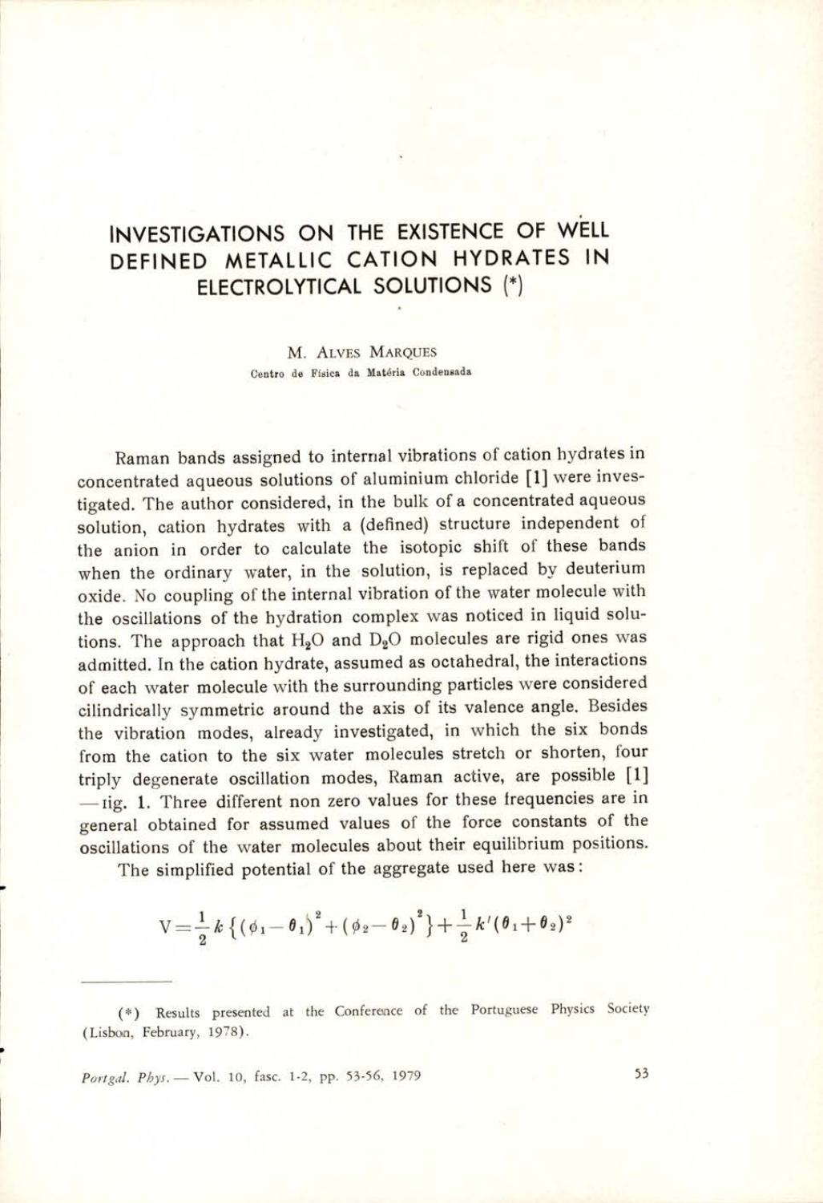# INVESTIGATIONS ON THE EXISTENCE OF WELL DEFINED METALLIC CATION HYDRATES IN ELECTROLYTICAL SOLUTIONS (*)

M. Alves Marques

Centro de Física da Matéria Condensada

Raman bands assigned to internal vibrations of cation hydrates in concentrated aqueous solutions of aluminium chloride [1] were investigated. The author considered, in the bulk of a concentrated aqueous solution, cation hydrates with a (defined) structure independent of the anion in order to calculate the isotopic shift of these bands when the ordinary water, in the solution, is replaced by deuterium oxide. No coupling of the internal vibration of the water molecule with the oscillations of the hydration complex was noticed in liquid solutions. The approach that $H_2O$ and $D_2O$ molecules are rigid ones was admitted. In the cation hydrate, assumed as octahedral, the interactions of each water molecule with the surrounding particles were considered cilindrically symmetric around the axis of its valence angle. Besides the vibration modes, already investigated, in which the six bonds from the cation to the six water molecules stretch or shorten, four triply degenerate oscillation modes, Raman active, are possible [1] — fig. 1. Three different non zero values for these frequencies are in general obtained for assumed values of the force constants of the oscillations of the water molecules about their equilibrium positions.

The simplified potential of the aggregate used here was:

$$V = \frac{1}{2} k \left\{ (\phi_1 - \theta_1)^2 + (\phi_2 - \theta_2)^2 \right\} + \frac{1}{2} k' (\theta_1 + \theta_2)^2$$

(*) Results presented at the Conference of the Portuguese Physics Society (Lisbon, February, 1978).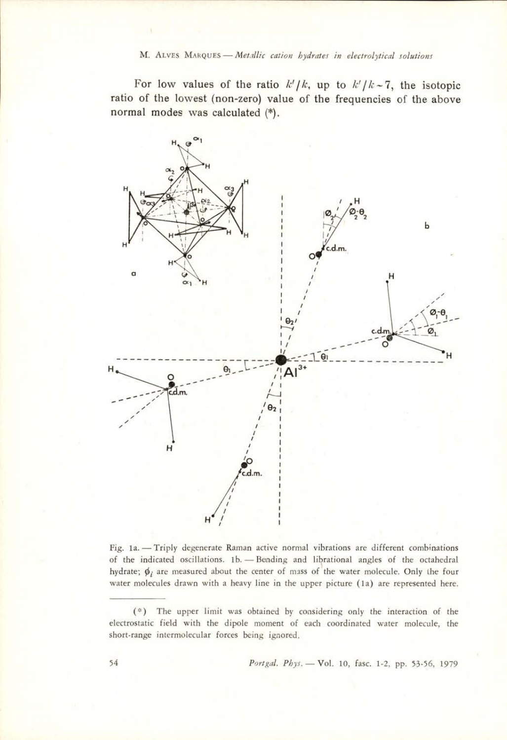For low values of the ratio $k'/k$, up to $k'/k \sim 7$, the isotopic ratio of the lowest (non-zero) value of the frequencies of the above normal modes was calculated (*).

Fig. 1a. — Triply degenerate Raman active normal vibrations are different combinations of the indicated oscillations. 1b. — Bending and librational angles of the octahedral hydrate; $\phi_i$ are measured about the center of mass of the water molecule. Only the four water molecules drawn with a heavy line in the upper picture (1a) are represented here.

---

(*) The upper limit was obtained by considering only the interaction of the electrostatic field with the dipole moment of each coordinated water molecule, the short-range intermolecular forces being ignored.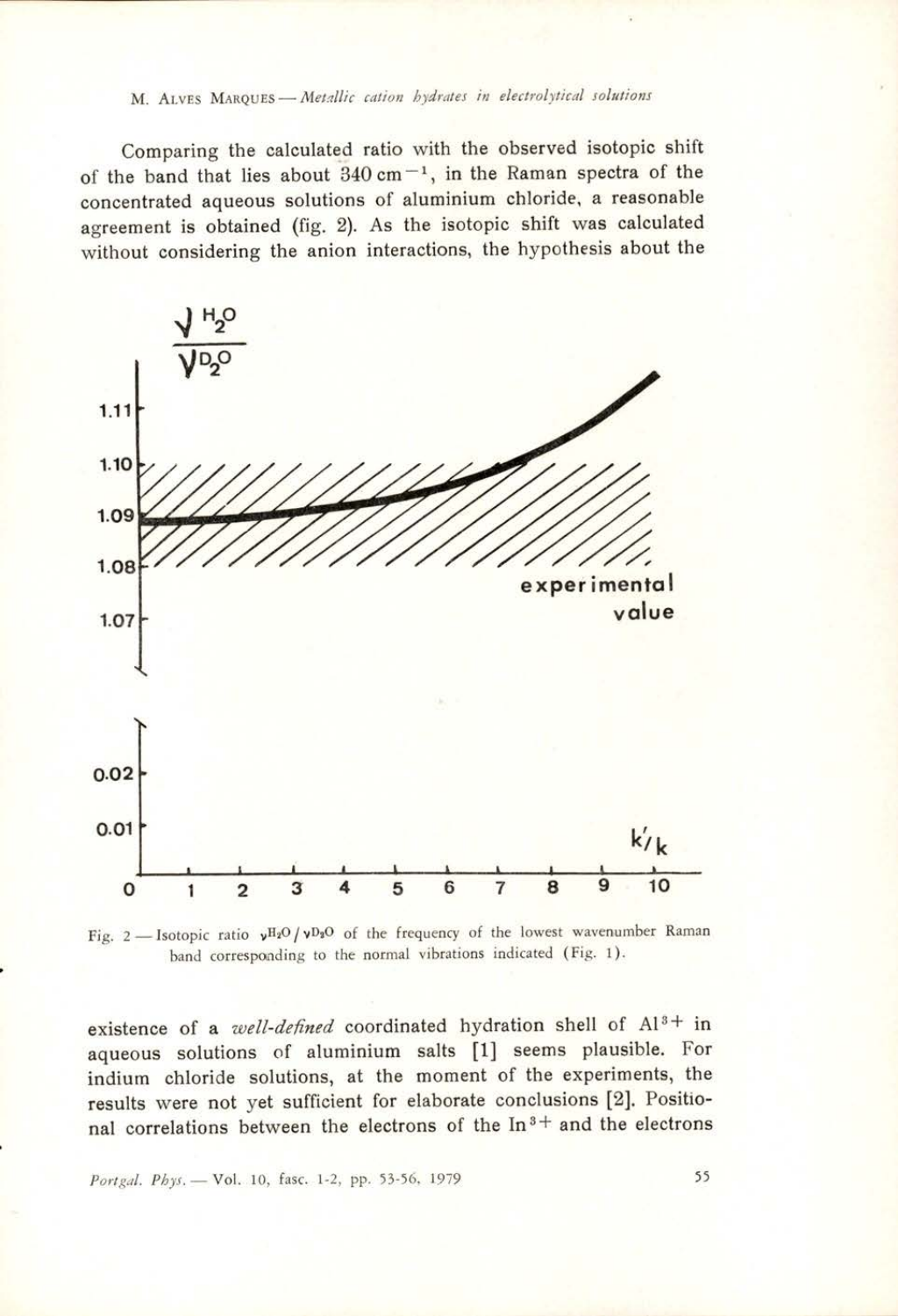Comparing the calculated ratio with the observed isotopic shift of the band that lies about $340 \text{ cm}^{-1}$, in the Raman spectra of the concentrated aqueous solutions of aluminium chloride, a reasonable agreement is obtained (fig. 2). As the isotopic shift was calculated without considering the anion interactions, the hypothesis about the

Fig. 2 — Isotopic ratio $\nu^{H_2O} / \nu^{D_2O}$ of the frequency of the lowest wavenumber Raman band corresponding to the normal vibrations indicated (Fig. 1).

existence of a *well-defined* coordinated hydration shell of $Al^{3+}$ in aqueous solutions of aluminium salts [1] seems plausible. For indium chloride solutions, at the moment of the experiments, the results were not yet sufficient for elaborate conclusions [2]. Positional correlations between the electrons of the $In^{3+}$ and the electrons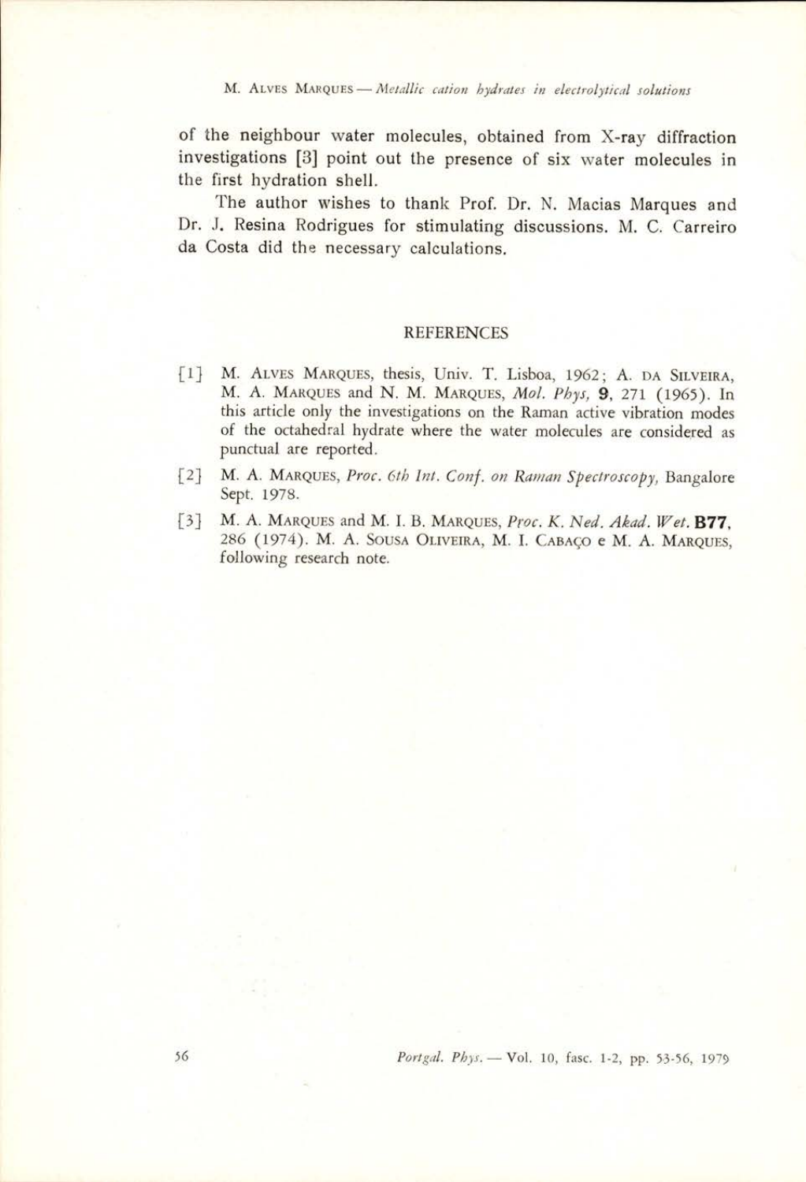of the neighbour water molecules, obtained from X-ray diffraction investigations [3] point out the presence of six water molecules in the first hydration shell.

The author wishes to thank Prof. Dr. N. Macias Marques and Dr. J. Resina Rodrigues for stimulating discussions. M. C. Carreiro da Costa did the necessary calculations.

## REFERENCES

[1] M. ALVES MARQUES, thesis, Univ. T. Lisboa, 1962; A. DA SILVEIRA, M. A. MARQUES and N. M. MARQUES, *Mol. Phys*, **9**, 271 (1965). In this article only the investigations on the Raman active vibration modes of the octahedral hydrate where the water molecules are considered as punctual are reported.

[2] M. A. MARQUES, *Proc. 6th Int. Conf. on Raman Spectroscopy*, Bangalore Sept. 1978.

[3] M. A. MARQUES and M. I. B. MARQUES, *Proc. K. Ned. Akad. Wet.* **B77**, 286 (1974). M. A. SOUSA OLIVEIRA, M. I. CABAÇO e M. A. MARQUES, following research note.